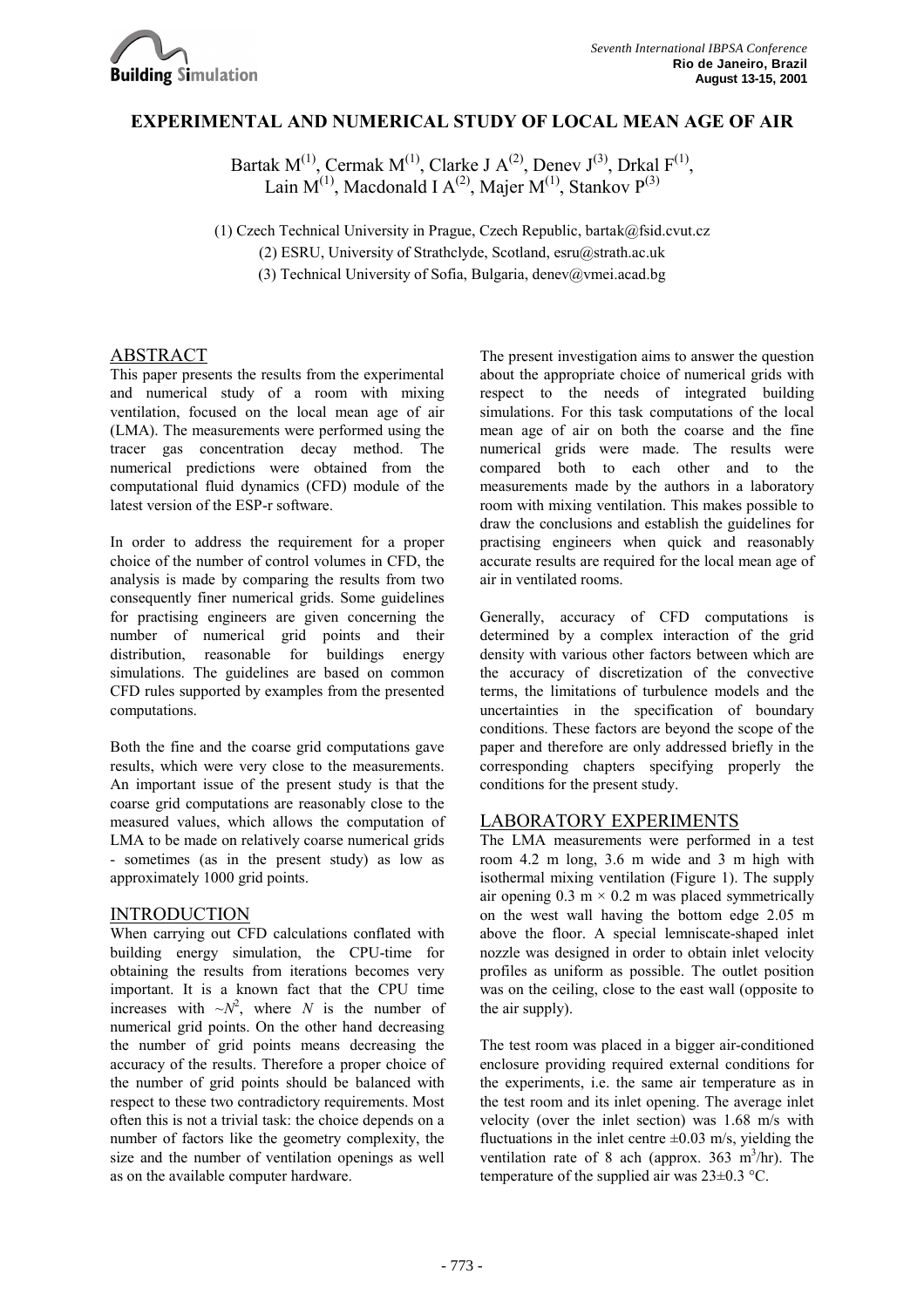# EXPERIMENTAL AND NUMERICAL STUDY OF LOCAL MEAN AGE OF AIR

Bartak M[(1)], Cermak M[(1)], Clarke J A[(2)], Denev J[(3)], Drkal F[(1)], Lain M[(1)], Macdonald I A[(2)], Majer M[(1)], Stankov P[(3)]

(1) Czech Technical University in Prague, Czech Republic, bartak@fsid.cvut.cz

(2) ESRU, University of Strathclyde, Scotland, esru@strath.ac.uk

(3) Technical University of Sofia, Bulgaria, denev@vmei.acad.bg

## ABSTRACT

This paper presents the results from the experimental and numerical study of a room with mixing ventilation, focused on the local mean age of air (LMA). The measurements were performed using the tracer gas concentration decay method. The numerical predictions were obtained from the computational fluid dynamics (CFD) module of the latest version of the ESP-r software.

In order to address the requirement for a proper choice of the number of control volumes in CFD, the analysis is made by comparing the results from two consequently finer numerical grids. Some guidelines for practising engineers are given concerning the number of numerical grid points and their distribution, reasonable for buildings energy simulations. The guidelines are based on common CFD rules supported by examples from the presented computations.

Both the fine and the coarse grid computations gave results, which were very close to the measurements. An important issue of the present study is that the coarse grid computations are reasonably close to the measured values, which allows the computation of LMA to be made on relatively coarse numerical grids - sometimes (as in the present study) as low as approximately 1000 grid points.

## INTRODUCTION

When carrying out CFD calculations conflated with building energy simulation, the CPU-time for obtaining the results from iterations becomes very important. It is a known fact that the CPU time increases with $\sim N^2$, where $N$ is the number of numerical grid points. On the other hand decreasing the number of grid points means decreasing the accuracy of the results. Therefore a proper choice of the number of grid points should be balanced with respect to these two contradictory requirements. Most often this is not a trivial task: the choice depends on a number of factors like the geometry complexity, the size and the number of ventilation openings as well as on the available computer hardware.

The present investigation aims to answer the question about the appropriate choice of numerical grids with respect to the needs of integrated building simulations. For this task computations of the local mean age of air on both the coarse and the fine numerical grids were made. The results were compared both to each other and to the measurements made by the authors in a laboratory room with mixing ventilation. This makes possible to draw the conclusions and establish the guidelines for practising engineers when quick and reasonably accurate results are required for the local mean age of air in ventilated rooms.

Generally, accuracy of CFD computations is determined by a complex interaction of the grid density with various other factors between which are the accuracy of discretization of the convective terms, the limitations of turbulence models and the uncertainties in the specification of boundary conditions. These factors are beyond the scope of the paper and therefore are only addressed briefly in the corresponding chapters specifying properly the conditions for the present study.

## LABORATORY EXPERIMENTS

The LMA measurements were performed in a test room 4.2 m long, 3.6 m wide and 3 m high with isothermal mixing ventilation (Figure 1). The supply air opening 0.3 m × 0.2 m was placed symmetrically on the west wall having the bottom edge 2.05 m above the floor. A special lemniscate-shaped inlet nozzle was designed in order to obtain inlet velocity profiles as uniform as possible. The outlet position was on the ceiling, close to the east wall (opposite to the air supply).

The test room was placed in a bigger air-conditioned enclosure providing required external conditions for the experiments, i.e. the same air temperature as in the test room and its inlet opening. The average inlet velocity (over the inlet section) was 1.68 m/s with fluctuations in the inlet centre ±0.03 m/s, yielding the ventilation rate of 8 ach (approx. 363 $m^3$/hr). The temperature of the supplied air was 23±0.3 °C.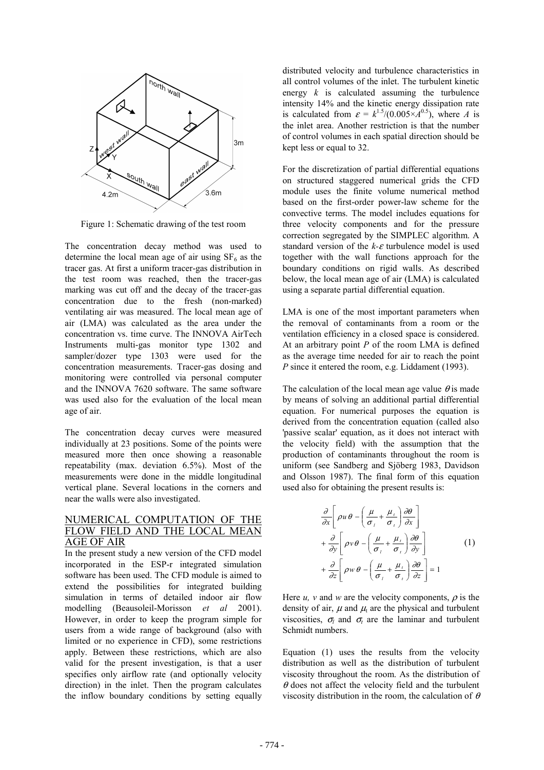north wall

west wall

south wall

east wall

Z

Y

X

4.2m

3.6m

3m

Figure 1: Schematic drawing of the test room

The concentration decay method was used to determine the local mean age of air using $SF_6$ as the tracer gas. At first a uniform tracer-gas distribution in the test room was reached, then the tracer-gas marking was cut off and the decay of the tracer-gas concentration due to the fresh (non-marked) ventilating air was measured. The local mean age of air (LMA) was calculated as the area under the concentration vs. time curve. The INNOVA AirTech Instruments multi-gas monitor type 1302 and sampler/dozer type 1303 were used for the concentration measurements. Tracer-gas dosing and monitoring were controlled via personal computer and the INNOVA 7620 software. The same software was used also for the evaluation of the local mean age of air.

The concentration decay curves were measured individually at 23 positions. Some of the points were measured more then once showing a reasonable repeatability (max. deviation 6.5%). Most of the measurements were done in the middle longitudinal vertical plane. Several locations in the corners and near the walls were also investigated.

## NUMERICAL COMPUTATION OF THE FLOW FIELD AND THE LOCAL MEAN AGE OF AIR

In the present study a new version of the CFD model incorporated in the ESP-r integrated simulation software has been used. The CFD module is aimed to extend the possibilities for integrated building simulation in terms of detailed indoor air flow modelling (Beausoleil-Morisson *et al* 2001). However, in order to keep the program simple for users from a wide range of background (also with limited or no experience in CFD), some restrictions apply. Between these restrictions, which are also valid for the present investigation, is that a user specifies only airflow rate (and optionally velocity direction) in the inlet. Then the program calculates the inflow boundary conditions by setting equally distributed velocity and turbulence characteristics in all control volumes of the inlet. The turbulent kinetic energy $k$ is calculated assuming the turbulence intensity 14% and the kinetic energy dissipation rate is calculated from $\varepsilon = k^{1.5}/(0.005 \times A^{0.5})$, where $A$ is the inlet area. Another restriction is that the number of control volumes in each spatial direction should be kept less or equal to 32.

For the discretization of partial differential equations on structured staggered numerical grids the CFD module uses the finite volume numerical method based on the first-order power-law scheme for the convective terms. The model includes equations for three velocity components and for the pressure correction segregated by the SIMPLEC algorithm. A standard version of the *k-ε* turbulence model is used together with the wall functions approach for the boundary conditions on rigid walls. As described below, the local mean age of air (LMA) is calculated using a separate partial differential equation.

LMA is one of the most important parameters when the removal of contaminants from a room or the ventilation efficiency in a closed space is considered. At an arbitrary point $P$ of the room LMA is defined as the average time needed for air to reach the point $P$ since it entered the room, e.g. Liddament (1993).

The calculation of the local mean age value $\theta$ is made by means of solving an additional partial differential equation. For numerical purposes the equation is derived from the concentration equation (called also 'passive scalar' equation, as it does not interact with the velocity field) with the assumption that the production of contaminants throughout the room is uniform (see Sandberg and Sjöberg 1983, Davidson and Olsson 1987). The final form of this equation used also for obtaining the present results is:

$$
\begin{aligned}
&\frac{\partial}{\partial x}\left[\rho u \theta - \left(\frac{\mu}{\sigma_l} + \frac{\mu_t}{\sigma_t}\right)\frac{\partial \theta}{\partial x}\right] \\
&+ \frac{\partial}{\partial y}\left[\rho v \theta - \left(\frac{\mu}{\sigma_l} + \frac{\mu_t}{\sigma_t}\right)\frac{\partial \theta}{\partial y}\right] \\
&+ \frac{\partial}{\partial z}\left[\rho w \theta - \left(\frac{\mu}{\sigma_l} + \frac{\mu_t}{\sigma_t}\right)\frac{\partial \theta}{\partial z}\right] = 1
\end{aligned}
\qquad (1)
$$

Here $u$, $v$ and $w$ are the velocity components, $\rho$ is the density of air, $\mu$ and $\mu_t$ are the physical and turbulent viscosities, $\sigma_l$ and $\sigma_t$ are the laminar and turbulent Schmidt numbers.

Equation (1) uses the results from the velocity distribution as well as the distribution of turbulent viscosity throughout the room. As the distribution of $\theta$ does not affect the velocity field and the turbulent viscosity distribution in the room, the calculation of $\theta$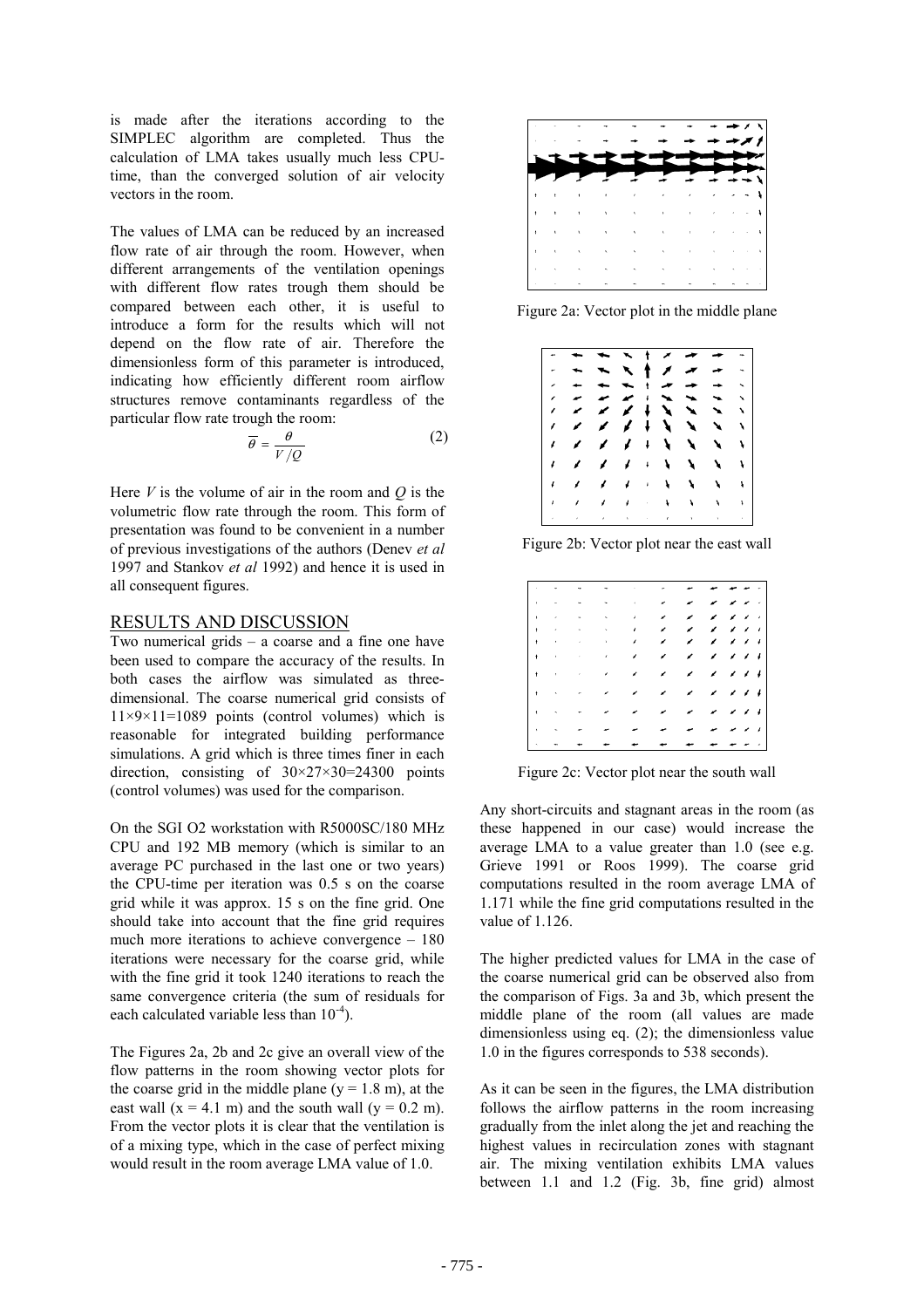is made after the iterations according to the SIMPLEC algorithm are completed. Thus the calculation of LMA takes usually much less CPU-time, than the converged solution of air velocity vectors in the room.

The values of LMA can be reduced by an increased flow rate of air through the room. However, when different arrangements of the ventilation openings with different flow rates trough them should be compared between each other, it is useful to introduce a form for the results which will not depend on the flow rate of air. Therefore the dimensionless form of this parameter is introduced, indicating how efficiently different room airflow structures remove contaminants regardless of the particular flow rate trough the room:

$$\overline{\theta} = \frac{\theta}{V/Q} \qquad (2)$$

Here $V$ is the volume of air in the room and $Q$ is the volumetric flow rate through the room. This form of presentation was found to be convenient in a number of previous investigations of the authors (Denev *et al* 1997 and Stankov *et al* 1992) and hence it is used in all consequent figures.

## RESULTS AND DISCUSSION

Two numerical grids – a coarse and a fine one have been used to compare the accuracy of the results. In both cases the airflow was simulated as three-dimensional. The coarse numerical grid consists of $11\times9\times11=1089$ points (control volumes) which is reasonable for integrated building performance simulations. A grid which is three times finer in each direction, consisting of $30\times27\times30=24300$ points (control volumes) was used for the comparison.

On the SGI O2 workstation with R5000SC/180 MHz CPU and 192 MB memory (which is similar to an average PC purchased in the last one or two years) the CPU-time per iteration was 0.5 s on the coarse grid while it was approx. 15 s on the fine grid. One should take into account that the fine grid requires much more iterations to achieve convergence – 180 iterations were necessary for the coarse grid, while with the fine grid it took 1240 iterations to reach the same convergence criteria (the sum of residuals for each calculated variable less than $10^{-4}$).

The Figures 2a, 2b and 2c give an overall view of the flow patterns in the room showing vector plots for the coarse grid in the middle plane (y = 1.8 m), at the east wall (x = 4.1 m) and the south wall (y = 0.2 m). From the vector plots it is clear that the ventilation is of a mixing type, which in the case of perfect mixing would result in the room average LMA value of 1.0.

Figure 2a: Vector plot in the middle plane

Figure 2b: Vector plot near the east wall

Figure 2c: Vector plot near the south wall

Any short-circuits and stagnant areas in the room (as these happened in our case) would increase the average LMA to a value greater than 1.0 (see e.g. Grieve 1991 or Roos 1999). The coarse grid computations resulted in the room average LMA of 1.171 while the fine grid computations resulted in the value of 1.126.

The higher predicted values for LMA in the case of the coarse numerical grid can be observed also from the comparison of Figs. 3a and 3b, which present the middle plane of the room (all values are made dimensionless using eq. (2); the dimensionless value 1.0 in the figures corresponds to 538 seconds).

As it can be seen in the figures, the LMA distribution follows the airflow patterns in the room increasing gradually from the inlet along the jet and reaching the highest values in recirculation zones with stagnant air. The mixing ventilation exhibits LMA values between 1.1 and 1.2 (Fig. 3b, fine grid) almost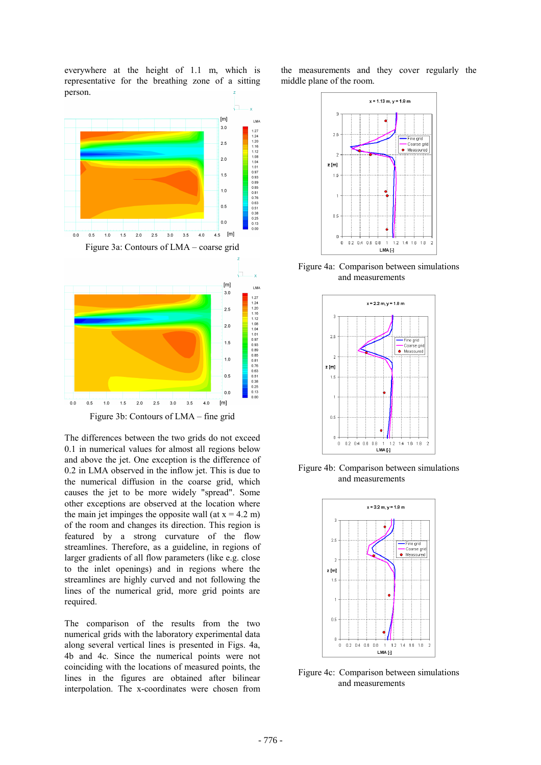everywhere at the height of 1.1 m, which is representative for the breathing zone of a sitting person.

Figure 3a: Contours of LMA – coarse grid

Figure 3b: Contours of LMA – fine grid

The differences between the two grids do not exceed 0.1 in numerical values for almost all regions below and above the jet. One exception is the difference of 0.2 in LMA observed in the inflow jet. This is due to the numerical diffusion in the coarse grid, which causes the jet to be more widely "spread". Some other exceptions are observed at the location where the main jet impinges the opposite wall (at x = 4.2 m) of the room and changes its direction. This region is featured by a strong curvature of the flow streamlines. Therefore, as a guideline, in regions of larger gradients of all flow parameters (like e.g. close to the inlet openings) and in regions where the streamlines are highly curved and not following the lines of the numerical grid, more grid points are required.

The comparison of the results from the two numerical grids with the laboratory experimental data along several vertical lines is presented in Figs. 4a, 4b and 4c. Since the numerical points were not coinciding with the locations of measured points, the lines in the figures are obtained after bilinear interpolation. The x-coordinates were chosen from the measurements and they cover regularly the middle plane of the room.

Figure 4a: Comparison between simulations and measurements

Figure 4b: Comparison between simulations and measurements

Figure 4c: Comparison between simulations and measurements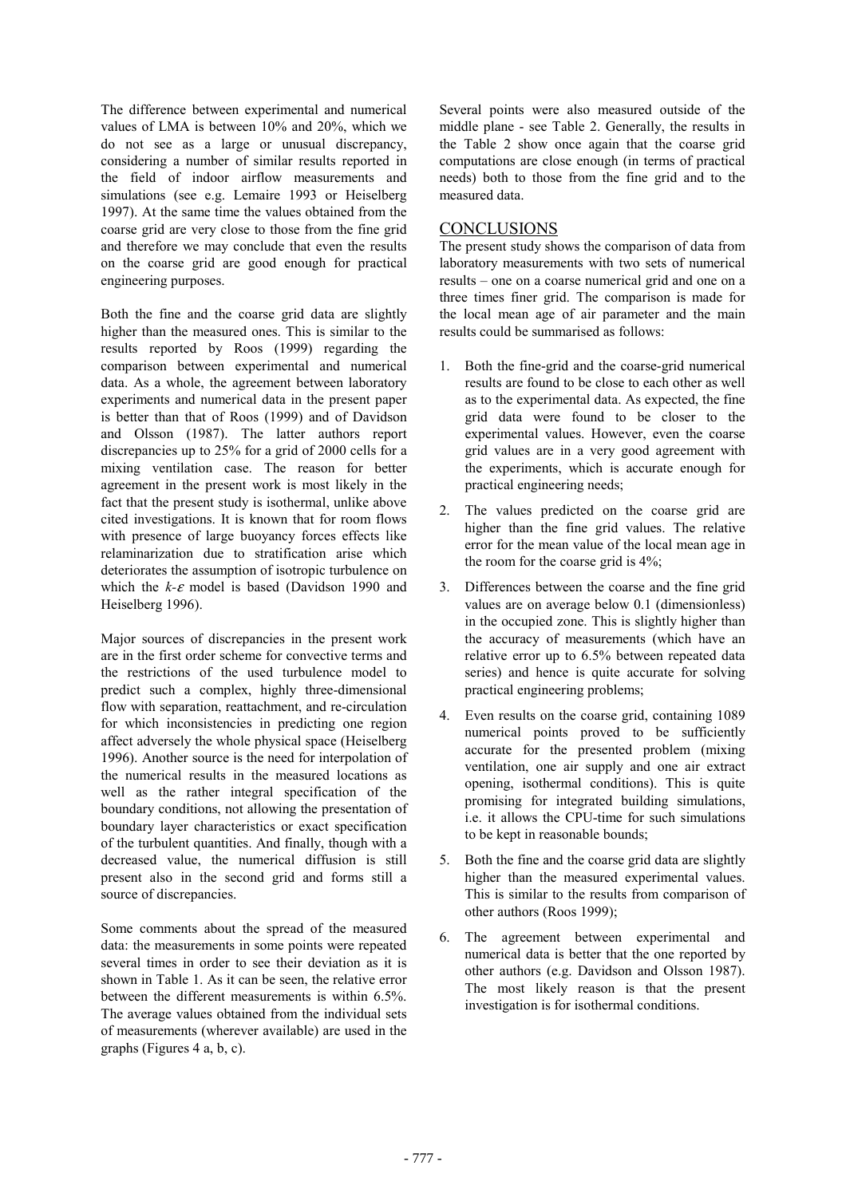The difference between experimental and numerical values of LMA is between 10% and 20%, which we do not see as a large or unusual discrepancy, considering a number of similar results reported in the field of indoor airflow measurements and simulations (see e.g. Lemaire 1993 or Heiselberg 1997). At the same time the values obtained from the coarse grid are very close to those from the fine grid and therefore we may conclude that even the results on the coarse grid are good enough for practical engineering purposes.

Both the fine and the coarse grid data are slightly higher than the measured ones. This is similar to the results reported by Roos (1999) regarding the comparison between experimental and numerical data. As a whole, the agreement between laboratory experiments and numerical data in the present paper is better than that of Roos (1999) and of Davidson and Olsson (1987). The latter authors report discrepancies up to 25% for a grid of 2000 cells for a mixing ventilation case. The reason for better agreement in the present work is most likely in the fact that the present study is isothermal, unlike above cited investigations. It is known that for room flows with presence of large buoyancy forces effects like relaminarization due to stratification arise which deteriorates the assumption of isotropic turbulence on which the $k$-$\varepsilon$ model is based (Davidson 1990 and Heiselberg 1996).

Major sources of discrepancies in the present work are in the first order scheme for convective terms and the restrictions of the used turbulence model to predict such a complex, highly three-dimensional flow with separation, reattachment, and re-circulation for which inconsistencies in predicting one region affect adversely the whole physical space (Heiselberg 1996). Another source is the need for interpolation of the numerical results in the measured locations as well as the rather integral specification of the boundary conditions, not allowing the presentation of boundary layer characteristics or exact specification of the turbulent quantities. And finally, though with a decreased value, the numerical diffusion is still present also in the second grid and forms still a source of discrepancies.

Some comments about the spread of the measured data: the measurements in some points were repeated several times in order to see their deviation as it is shown in Table 1. As it can be seen, the relative error between the different measurements is within 6.5%. The average values obtained from the individual sets of measurements (wherever available) are used in the graphs (Figures 4 a, b, c).

Several points were also measured outside of the middle plane - see Table 2. Generally, the results in the Table 2 show once again that the coarse grid computations are close enough (in terms of practical needs) both to those from the fine grid and to the measured data.

## CONCLUSIONS

The present study shows the comparison of data from laboratory measurements with two sets of numerical results – one on a coarse numerical grid and one on a three times finer grid. The comparison is made for the local mean age of air parameter and the main results could be summarised as follows:

1. Both the fine-grid and the coarse-grid numerical results are found to be close to each other as well as to the experimental data. As expected, the fine grid data were found to be closer to the experimental values. However, even the coarse grid values are in a very good agreement with the experiments, which is accurate enough for practical engineering needs;
2. The values predicted on the coarse grid are higher than the fine grid values. The relative error for the mean value of the local mean age in the room for the coarse grid is 4%;
3. Differences between the coarse and the fine grid values are on average below 0.1 (dimensionless) in the occupied zone. This is slightly higher than the accuracy of measurements (which have an relative error up to 6.5% between repeated data series) and hence is quite accurate for solving practical engineering problems;
4. Even results on the coarse grid, containing 1089 numerical points proved to be sufficiently accurate for the presented problem (mixing ventilation, one air supply and one air extract opening, isothermal conditions). This is quite promising for integrated building simulations, i.e. it allows the CPU-time for such simulations to be kept in reasonable bounds;
5. Both the fine and the coarse grid data are slightly higher than the measured experimental values. This is similar to the results from comparison of other authors (Roos 1999);
6. The agreement between experimental and numerical data is better that the one reported by other authors (e.g. Davidson and Olsson 1987). The most likely reason is that the present investigation is for isothermal conditions.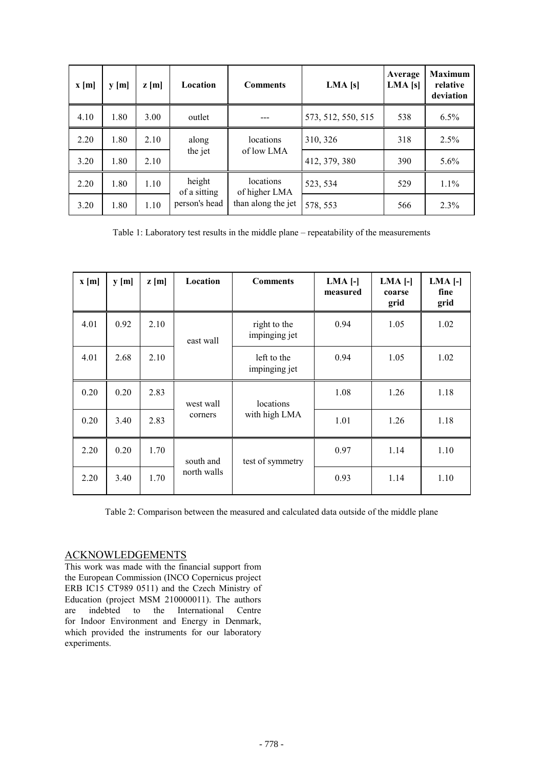| x [m] | y [m] | z [m] | Location | Comments | LMA [s] | Average LMA [s] | Maximum relative deviation |
|---|---|---|---|---|---|---|---|
| 4.10 | 1.80 | 3.00 | outlet | --- | 573, 512, 550, 515 | 538 | 6.5% |
| 2.20 | 1.80 | 2.10 | along the jet | locations of low LMA | 310, 326 | 318 | 2.5% |
| 3.20 | 1.80 | 2.10 | | | 412, 379, 380 | 390 | 5.6% |
| 2.20 | 1.80 | 1.10 | height of a sitting person's head | locations of higher LMA than along the jet | 523, 534 | 529 | 1.1% |
| 3.20 | 1.80 | 1.10 | | | 578, 553 | 566 | 2.3% |

Table 1: Laboratory test results in the middle plane – repeatability of the measurements

| x [m] | y [m] | z [m] | Location | Comments | LMA [-] measured | LMA [-] coarse grid | LMA [-] fine grid |
|---|---|---|---|---|---|---|---|
| 4.01 | 0.92 | 2.10 | east wall | right to the impinging jet | 0.94 | 1.05 | 1.02 |
| 4.01 | 2.68 | 2.10 | | left to the impinging jet | 0.94 | 1.05 | 1.02 |
| 0.20 | 0.20 | 2.83 | west wall corners | locations with high LMA | 1.08 | 1.26 | 1.18 |
| 0.20 | 3.40 | 2.83 | | | 1.01 | 1.26 | 1.18 |
| 2.20 | 0.20 | 1.70 | south and north walls | test of symmetry | 0.97 | 1.14 | 1.10 |
| 2.20 | 3.40 | 1.70 | | | 0.93 | 1.14 | 1.10 |

Table 2: Comparison between the measured and calculated data outside of the middle plane

## ACKNOWLEDGEMENTS

This work was made with the financial support from the European Commission (INCO Copernicus project ERB IC15 CT989 0511) and the Czech Ministry of Education (project MSM 210000011). The authors are indebted to the International Centre for Indoor Environment and Energy in Denmark, which provided the instruments for our laboratory experiments.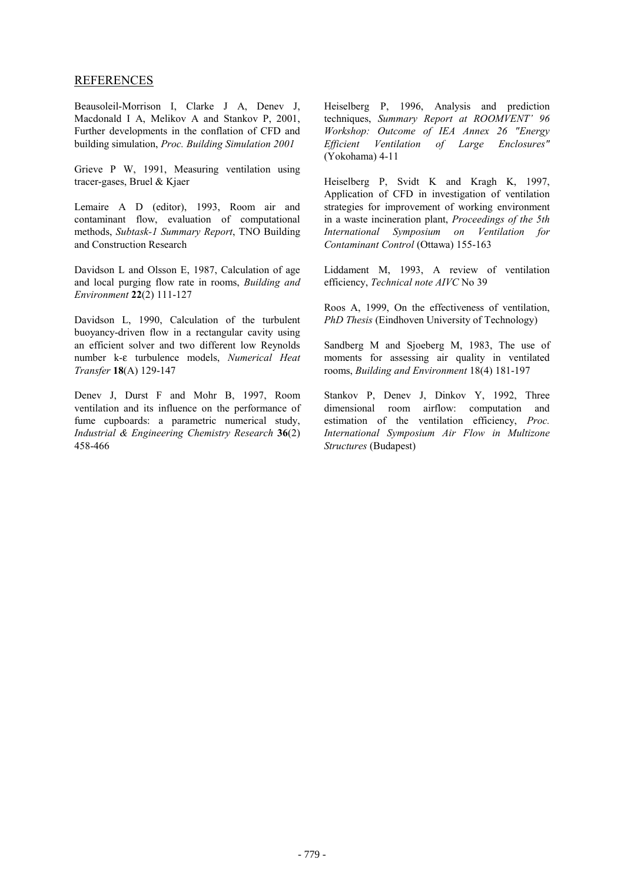## REFERENCES

Beausoleil-Morrison I, Clarke J A, Denev J, Macdonald I A, Melikov A and Stankov P, 2001, Further developments in the conflation of CFD and building simulation, *Proc. Building Simulation 2001*

Grieve P W, 1991, Measuring ventilation using tracer-gases, Bruel & Kjaer

Lemaire A D (editor), 1993, Room air and contaminant flow, evaluation of computational methods, *Subtask-1 Summary Report*, TNO Building and Construction Research

Davidson L and Olsson E, 1987, Calculation of age and local purging flow rate in rooms, *Building and Environment* **22**(2) 111-127

Davidson L, 1990, Calculation of the turbulent buoyancy-driven flow in a rectangular cavity using an efficient solver and two different low Reynolds number k-ε turbulence models, *Numerical Heat Transfer* **18**(A) 129-147

Denev J, Durst F and Mohr B, 1997, Room ventilation and its influence on the performance of fume cupboards: a parametric numerical study, *Industrial & Engineering Chemistry Research* **36**(2) 458-466

Heiselberg P, 1996, Analysis and prediction techniques, *Summary Report at ROOMVENT' 96 Workshop: Outcome of IEA Annex 26 "Energy Efficient Ventilation of Large Enclosures"* (Yokohama) 4-11

Heiselberg P, Svidt K and Kragh K, 1997, Application of CFD in investigation of ventilation strategies for improvement of working environment in a waste incineration plant, *Proceedings of the 5th International Symposium on Ventilation for Contaminant Control* (Ottawa) 155-163

Liddament M, 1993, A review of ventilation efficiency, *Technical note AIVC* No 39

Roos A, 1999, On the effectiveness of ventilation, *PhD Thesis* (Eindhoven University of Technology)

Sandberg M and Sjoeberg M, 1983, The use of moments for assessing air quality in ventilated rooms, *Building and Environment* 18(4) 181-197

Stankov P, Denev J, Dinkov Y, 1992, Three dimensional room airflow: computation and estimation of the ventilation efficiency, *Proc. International Symposium Air Flow in Multizone Structures* (Budapest)